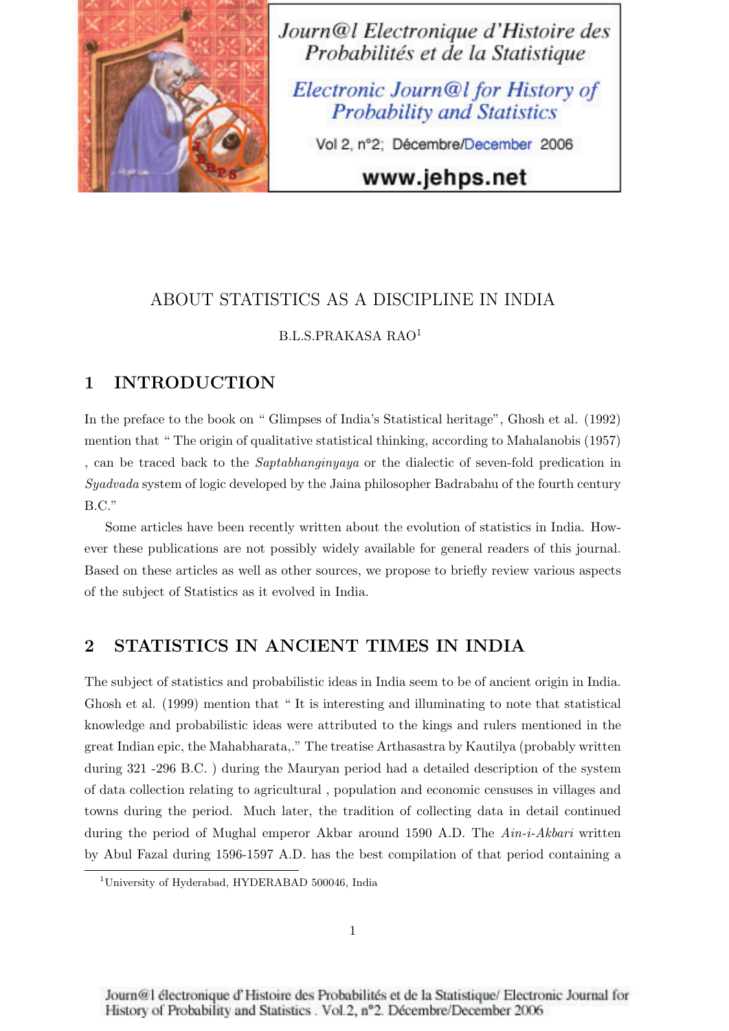# ABOUT STATISTICS AS A DISCIPLINE IN INDIA

B.L.S.PRAKASA RAO[1]

## 1 INTRODUCTION

In the preface to the book on " Glimpses of India's Statistical heritage", Ghosh et al. (1992) mention that " The origin of qualitative statistical thinking, according to Mahalanobis (1957) , can be traced back to the *Saptabhanginyaya* or the dialectic of seven-fold predication in *Syadvada* system of logic developed by the Jaina philosopher Badrabahu of the fourth century B.C."

Some articles have been recently written about the evolution of statistics in India. However these publications are not possibly widely available for general readers of this journal. Based on these articles as well as other sources, we propose to briefly review various aspects of the subject of Statistics as it evolved in India.

## 2 STATISTICS IN ANCIENT TIMES IN INDIA

The subject of statistics and probabilistic ideas in India seem to be of ancient origin in India. Ghosh et al. (1999) mention that " It is interesting and illuminating to note that statistical knowledge and probabilistic ideas were attributed to the kings and rulers mentioned in the great Indian epic, the Mahabharata,." The treatise Arthasastra by Kautilya (probably written during 321 -296 B.C. ) during the Mauryan period had a detailed description of the system of data collection relating to agricultural , population and economic censuses in villages and towns during the period. Much later, the tradition of collecting data in detail continued during the period of Mughal emperor Akbar around 1590 A.D. The *Ain-i-Akbari* written by Abul Fazal during 1596-1597 A.D. has the best compilation of that period containing a

[1]University of Hyderabad, HYDERABAD 500046, India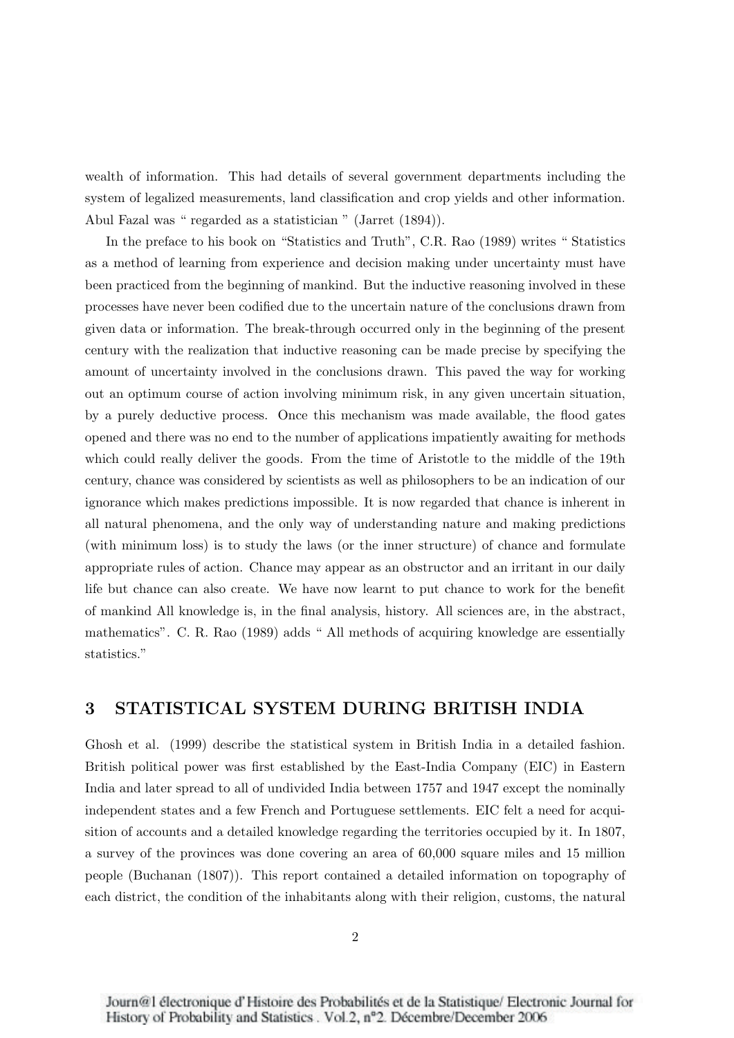wealth of information. This had details of several government departments including the system of legalized measurements, land classification and crop yields and other information. Abul Fazal was " regarded as a statistician " (Jarret (1894)).

In the preface to his book on "Statistics and Truth", C.R. Rao (1989) writes " Statistics as a method of learning from experience and decision making under uncertainty must have been practiced from the beginning of mankind. But the inductive reasoning involved in these processes have never been codified due to the uncertain nature of the conclusions drawn from given data or information. The break-through occurred only in the beginning of the present century with the realization that inductive reasoning can be made precise by specifying the amount of uncertainty involved in the conclusions drawn. This paved the way for working out an optimum course of action involving minimum risk, in any given uncertain situation, by a purely deductive process. Once this mechanism was made available, the flood gates opened and there was no end to the number of applications impatiently awaiting for methods which could really deliver the goods. From the time of Aristotle to the middle of the 19th century, chance was considered by scientists as well as philosophers to be an indication of our ignorance which makes predictions impossible. It is now regarded that chance is inherent in all natural phenomena, and the only way of understanding nature and making predictions (with minimum loss) is to study the laws (or the inner structure) of chance and formulate appropriate rules of action. Chance may appear as an obstructor and an irritant in our daily life but chance can also create. We have now learnt to put chance to work for the benefit of mankind All knowledge is, in the final analysis, history. All sciences are, in the abstract, mathematics". C. R. Rao (1989) adds " All methods of acquiring knowledge are essentially statistics."

## 3 STATISTICAL SYSTEM DURING BRITISH INDIA

Ghosh et al. (1999) describe the statistical system in British India in a detailed fashion. British political power was first established by the East-India Company (EIC) in Eastern India and later spread to all of undivided India between 1757 and 1947 except the nominally independent states and a few French and Portuguese settlements. EIC felt a need for acquisition of accounts and a detailed knowledge regarding the territories occupied by it. In 1807, a survey of the provinces was done covering an area of 60,000 square miles and 15 million people (Buchanan (1807)). This report contained a detailed information on topography of each district, the condition of the inhabitants along with their religion, customs, the natural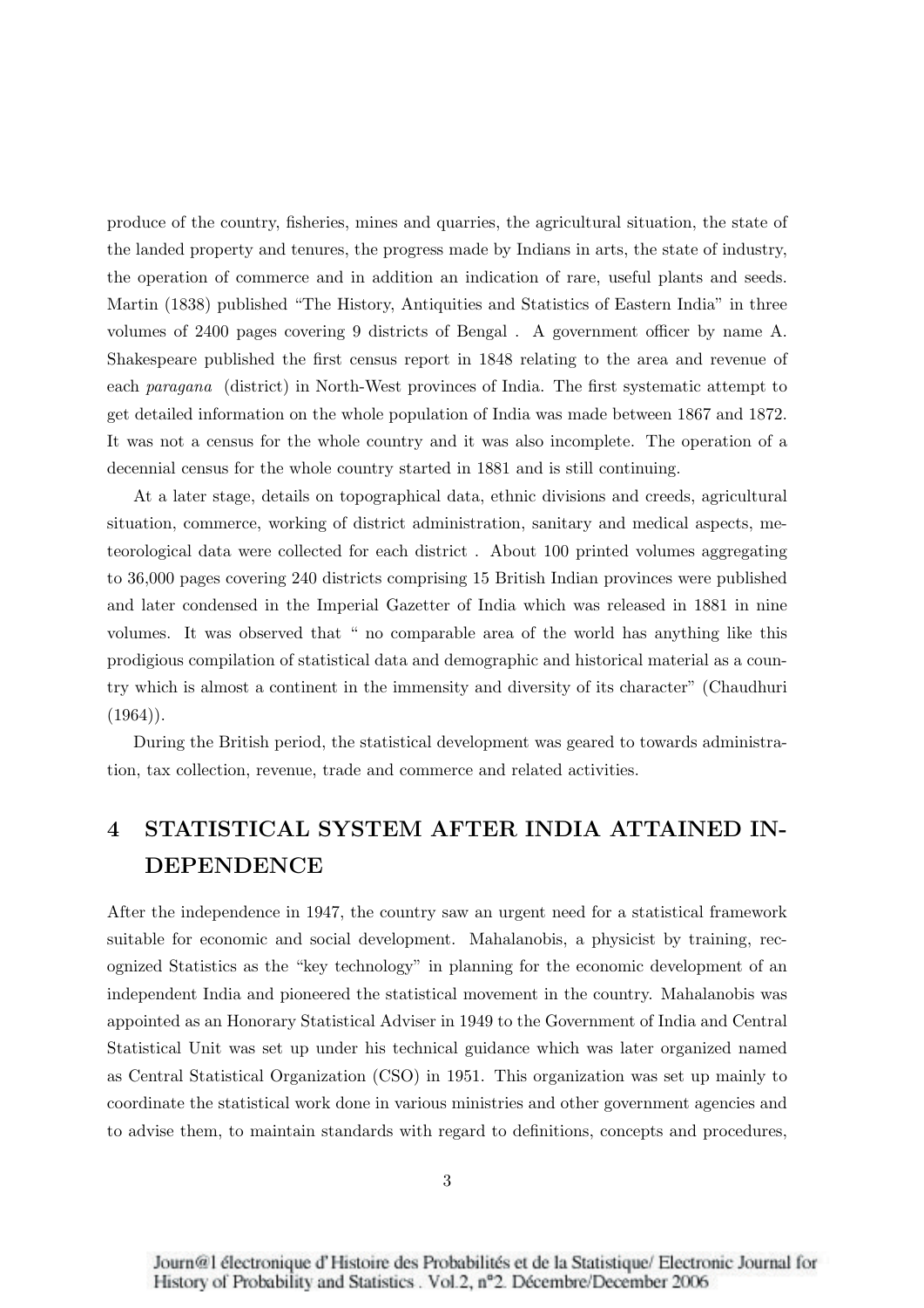produce of the country, fisheries, mines and quarries, the agricultural situation, the state of the landed property and tenures, the progress made by Indians in arts, the state of industry, the operation of commerce and in addition an indication of rare, useful plants and seeds. Martin (1838) published "The History, Antiquities and Statistics of Eastern India" in three volumes of 2400 pages covering 9 districts of Bengal . A government officer by name A. Shakespeare published the first census report in 1848 relating to the area and revenue of each *paragana* (district) in North-West provinces of India. The first systematic attempt to get detailed information on the whole population of India was made between 1867 and 1872. It was not a census for the whole country and it was also incomplete. The operation of a decennial census for the whole country started in 1881 and is still continuing.

At a later stage, details on topographical data, ethnic divisions and creeds, agricultural situation, commerce, working of district administration, sanitary and medical aspects, meteorological data were collected for each district . About 100 printed volumes aggregating to 36,000 pages covering 240 districts comprising 15 British Indian provinces were published and later condensed in the Imperial Gazetter of India which was released in 1881 in nine volumes. It was observed that " no comparable area of the world has anything like this prodigious compilation of statistical data and demographic and historical material as a country which is almost a continent in the immensity and diversity of its character" (Chaudhuri (1964)).

During the British period, the statistical development was geared to towards administration, tax collection, revenue, trade and commerce and related activities.

# 4 STATISTICAL SYSTEM AFTER INDIA ATTAINED INDEPENDENCE

After the independence in 1947, the country saw an urgent need for a statistical framework suitable for economic and social development. Mahalanobis, a physicist by training, recognized Statistics as the "key technology" in planning for the economic development of an independent India and pioneered the statistical movement in the country. Mahalanobis was appointed as an Honorary Statistical Adviser in 1949 to the Government of India and Central Statistical Unit was set up under his technical guidance which was later organized named as Central Statistical Organization (CSO) in 1951. This organization was set up mainly to coordinate the statistical work done in various ministries and other government agencies and to advise them, to maintain standards with regard to definitions, concepts and procedures,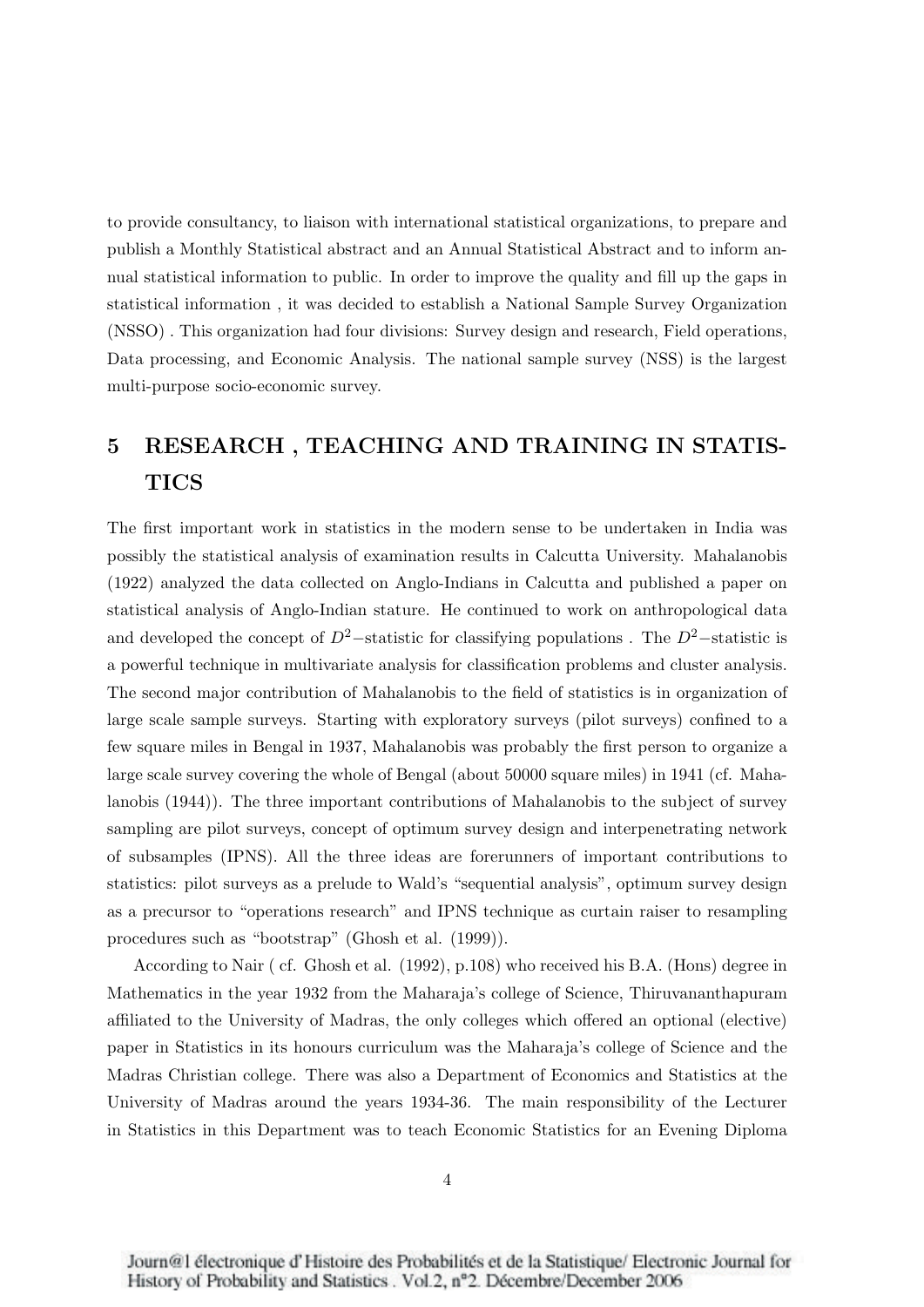to provide consultancy, to liaison with international statistical organizations, to prepare and publish a Monthly Statistical abstract and an Annual Statistical Abstract and to inform annual statistical information to public. In order to improve the quality and fill up the gaps in statistical information , it was decided to establish a National Sample Survey Organization (NSSO) . This organization had four divisions: Survey design and research, Field operations, Data processing, and Economic Analysis. The national sample survey (NSS) is the largest multi-purpose socio-economic survey.

## 5 RESEARCH , TEACHING AND TRAINING IN STATISTICS

The first important work in statistics in the modern sense to be undertaken in India was possibly the statistical analysis of examination results in Calcutta University. Mahalanobis (1922) analyzed the data collected on Anglo-Indians in Calcutta and published a paper on statistical analysis of Anglo-Indian stature. He continued to work on anthropological data and developed the concept of $D^2-$statistic for classifying populations . The $D^2-$statistic is a powerful technique in multivariate analysis for classification problems and cluster analysis. The second major contribution of Mahalanobis to the field of statistics is in organization of large scale sample surveys. Starting with exploratory surveys (pilot surveys) confined to a few square miles in Bengal in 1937, Mahalanobis was probably the first person to organize a large scale survey covering the whole of Bengal (about 50000 square miles) in 1941 (cf. Mahalanobis (1944)). The three important contributions of Mahalanobis to the subject of survey sampling are pilot surveys, concept of optimum survey design and interpenetrating network of subsamples (IPNS). All the three ideas are forerunners of important contributions to statistics: pilot surveys as a prelude to Wald's "sequential analysis", optimum survey design as a precursor to "operations research" and IPNS technique as curtain raiser to resampling procedures such as "bootstrap" (Ghosh et al. (1999)).

According to Nair ( cf. Ghosh et al. (1992), p.108) who received his B.A. (Hons) degree in Mathematics in the year 1932 from the Maharaja's college of Science, Thiruvananthapuram affiliated to the University of Madras, the only colleges which offered an optional (elective) paper in Statistics in its honours curriculum was the Maharaja's college of Science and the Madras Christian college. There was also a Department of Economics and Statistics at the University of Madras around the years 1934-36. The main responsibility of the Lecturer in Statistics in this Department was to teach Economic Statistics for an Evening Diploma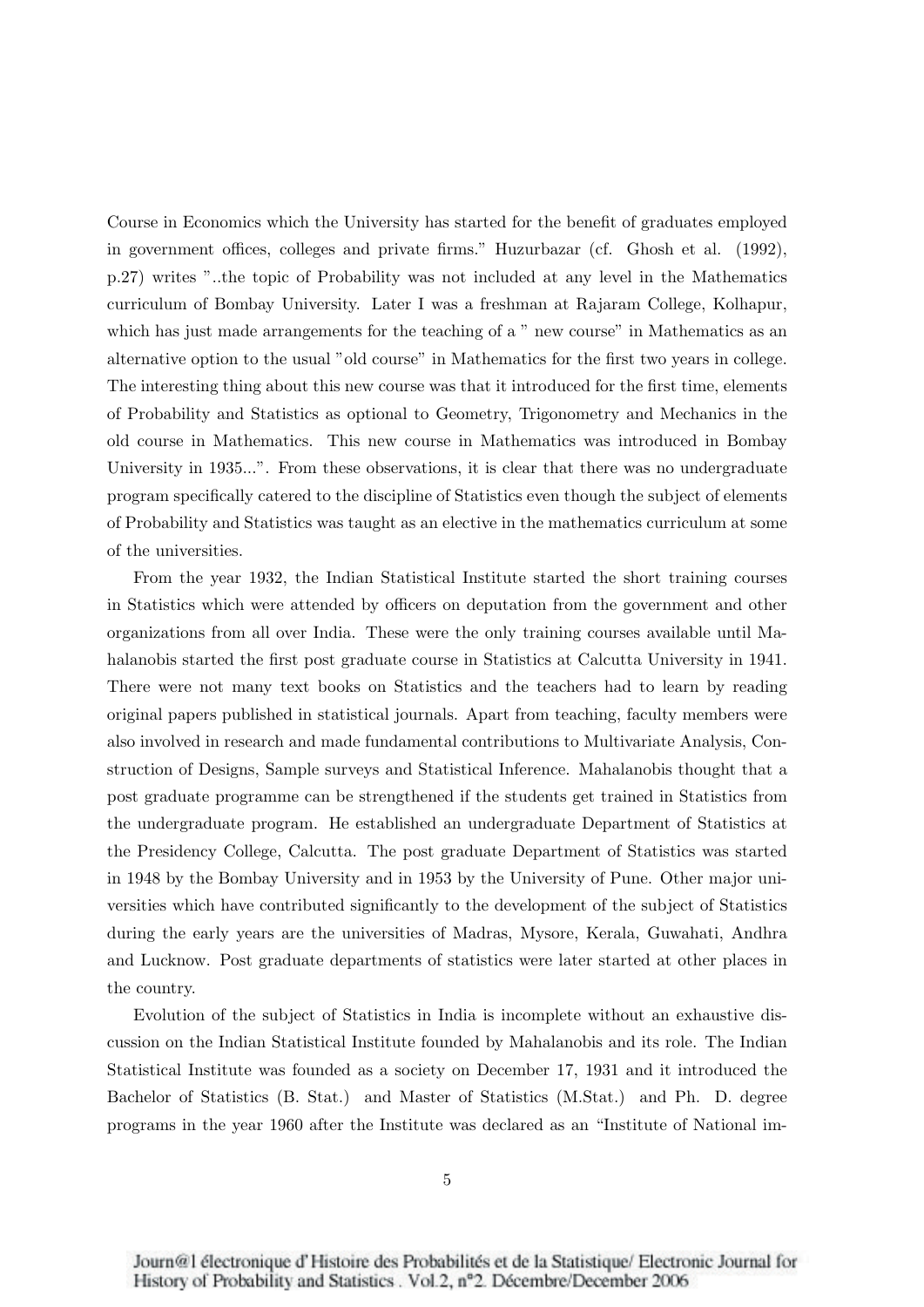Course in Economics which the University has started for the benefit of graduates employed in government offices, colleges and private firms." Huzurbazar (cf. Ghosh et al. (1992), p.27) writes "..the topic of Probability was not included at any level in the Mathematics curriculum of Bombay University. Later I was a freshman at Rajaram College, Kolhapur, which has just made arrangements for the teaching of a " new course" in Mathematics as an alternative option to the usual "old course" in Mathematics for the first two years in college. The interesting thing about this new course was that it introduced for the first time, elements of Probability and Statistics as optional to Geometry, Trigonometry and Mechanics in the old course in Mathematics. This new course in Mathematics was introduced in Bombay University in 1935...". From these observations, it is clear that there was no undergraduate program specifically catered to the discipline of Statistics even though the subject of elements of Probability and Statistics was taught as an elective in the mathematics curriculum at some of the universities.

From the year 1932, the Indian Statistical Institute started the short training courses in Statistics which were attended by officers on deputation from the government and other organizations from all over India. These were the only training courses available until Mahalanobis started the first post graduate course in Statistics at Calcutta University in 1941. There were not many text books on Statistics and the teachers had to learn by reading original papers published in statistical journals. Apart from teaching, faculty members were also involved in research and made fundamental contributions to Multivariate Analysis, Construction of Designs, Sample surveys and Statistical Inference. Mahalanobis thought that a post graduate programme can be strengthened if the students get trained in Statistics from the undergraduate program. He established an undergraduate Department of Statistics at the Presidency College, Calcutta. The post graduate Department of Statistics was started in 1948 by the Bombay University and in 1953 by the University of Pune. Other major universities which have contributed significantly to the development of the subject of Statistics during the early years are the universities of Madras, Mysore, Kerala, Guwahati, Andhra and Lucknow. Post graduate departments of statistics were later started at other places in the country.

Evolution of the subject of Statistics in India is incomplete without an exhaustive discussion on the Indian Statistical Institute founded by Mahalanobis and its role. The Indian Statistical Institute was founded as a society on December 17, 1931 and it introduced the Bachelor of Statistics (B. Stat.) and Master of Statistics (M.Stat.) and Ph. D. degree programs in the year 1960 after the Institute was declared as an "Institute of National im-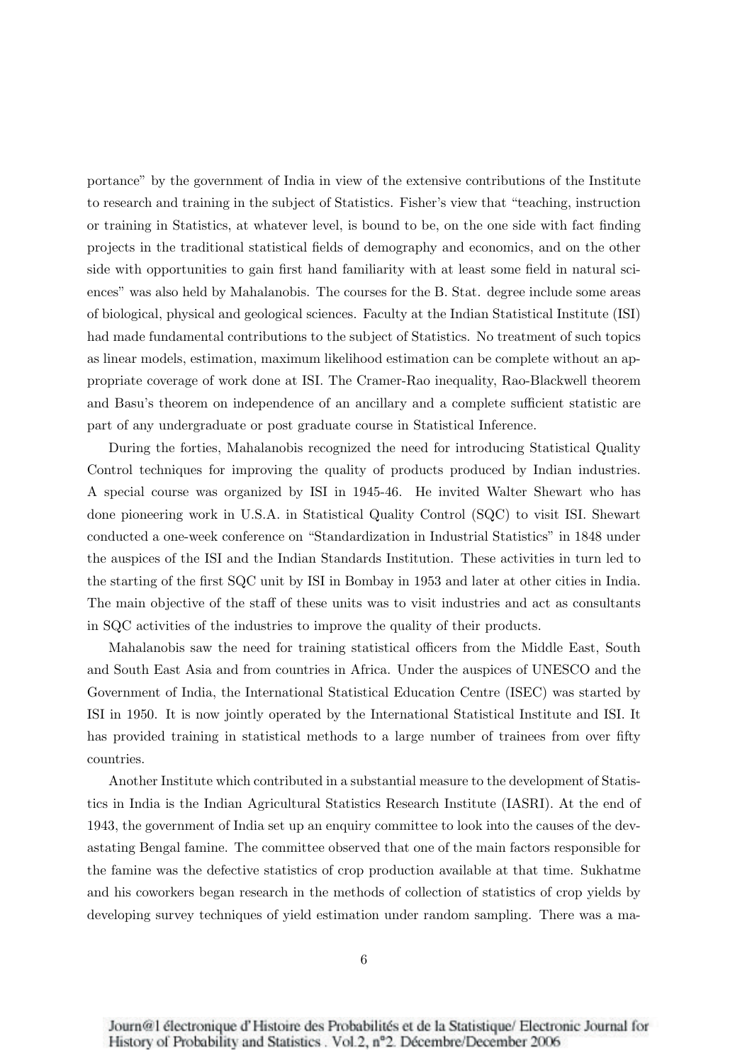portance" by the government of India in view of the extensive contributions of the Institute to research and training in the subject of Statistics. Fisher's view that "teaching, instruction or training in Statistics, at whatever level, is bound to be, on the one side with fact finding projects in the traditional statistical fields of demography and economics, and on the other side with opportunities to gain first hand familiarity with at least some field in natural sciences" was also held by Mahalanobis. The courses for the B. Stat. degree include some areas of biological, physical and geological sciences. Faculty at the Indian Statistical Institute (ISI) had made fundamental contributions to the subject of Statistics. No treatment of such topics as linear models, estimation, maximum likelihood estimation can be complete without an appropriate coverage of work done at ISI. The Cramer-Rao inequality, Rao-Blackwell theorem and Basu's theorem on independence of an ancillary and a complete sufficient statistic are part of any undergraduate or post graduate course in Statistical Inference.

During the forties, Mahalanobis recognized the need for introducing Statistical Quality Control techniques for improving the quality of products produced by Indian industries. A special course was organized by ISI in 1945-46. He invited Walter Shewart who has done pioneering work in U.S.A. in Statistical Quality Control (SQC) to visit ISI. Shewart conducted a one-week conference on "Standardization in Industrial Statistics" in 1848 under the auspices of the ISI and the Indian Standards Institution. These activities in turn led to the starting of the first SQC unit by ISI in Bombay in 1953 and later at other cities in India. The main objective of the staff of these units was to visit industries and act as consultants in SQC activities of the industries to improve the quality of their products.

Mahalanobis saw the need for training statistical officers from the Middle East, South and South East Asia and from countries in Africa. Under the auspices of UNESCO and the Government of India, the International Statistical Education Centre (ISEC) was started by ISI in 1950. It is now jointly operated by the International Statistical Institute and ISI. It has provided training in statistical methods to a large number of trainees from over fifty countries.

Another Institute which contributed in a substantial measure to the development of Statistics in India is the Indian Agricultural Statistics Research Institute (IASRI). At the end of 1943, the government of India set up an enquiry committee to look into the causes of the devastating Bengal famine. The committee observed that one of the main factors responsible for the famine was the defective statistics of crop production available at that time. Sukhatme and his coworkers began research in the methods of collection of statistics of crop yields by developing survey techniques of yield estimation under random sampling. There was a ma-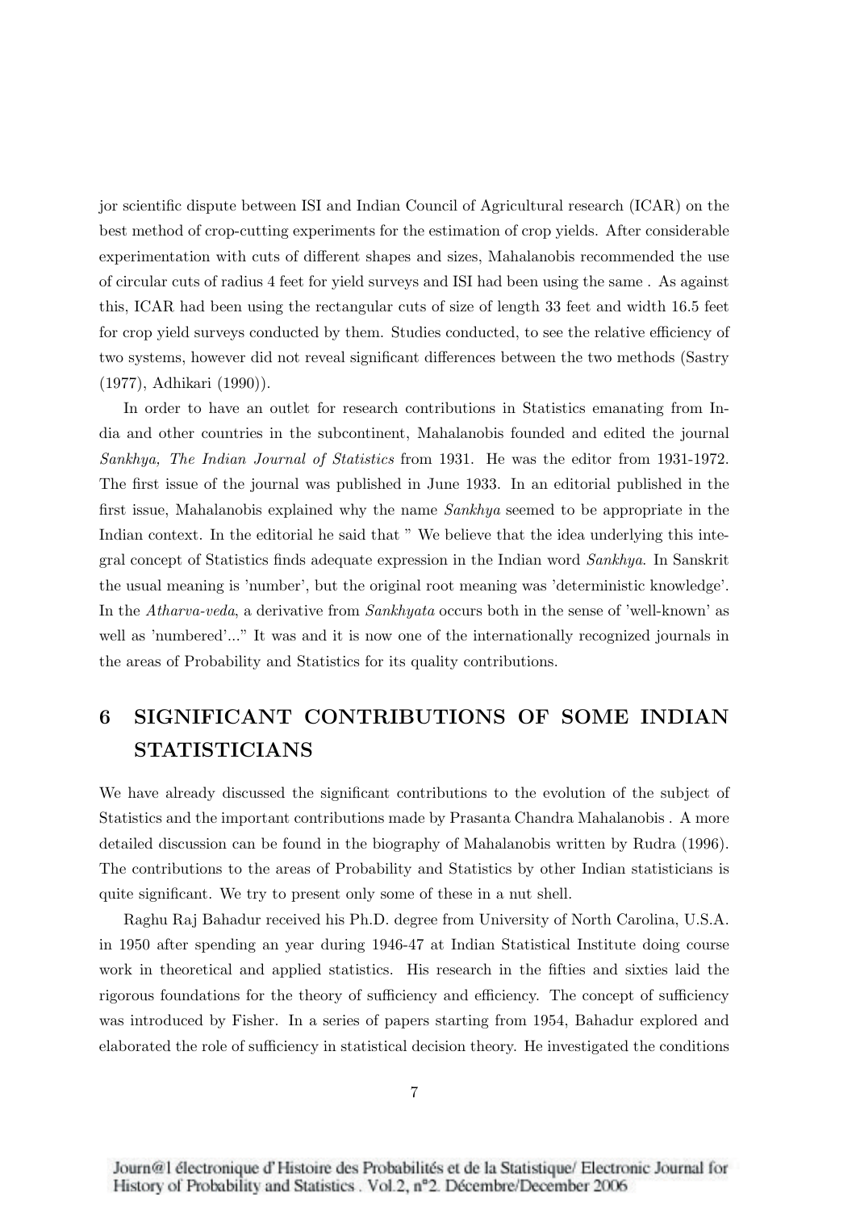jor scientific dispute between ISI and Indian Council of Agricultural research (ICAR) on the best method of crop-cutting experiments for the estimation of crop yields. After considerable experimentation with cuts of different shapes and sizes, Mahalanobis recommended the use of circular cuts of radius 4 feet for yield surveys and ISI had been using the same . As against this, ICAR had been using the rectangular cuts of size of length 33 feet and width 16.5 feet for crop yield surveys conducted by them. Studies conducted, to see the relative efficiency of two systems, however did not reveal significant differences between the two methods (Sastry (1977), Adhikari (1990)).

In order to have an outlet for research contributions in Statistics emanating from India and other countries in the subcontinent, Mahalanobis founded and edited the journal *Sankhya, The Indian Journal of Statistics* from 1931. He was the editor from 1931-1972. The first issue of the journal was published in June 1933. In an editorial published in the first issue, Mahalanobis explained why the name *Sankhya* seemed to be appropriate in the Indian context. In the editorial he said that " We believe that the idea underlying this integral concept of Statistics finds adequate expression in the Indian word *Sankhya*. In Sanskrit the usual meaning is 'number', but the original root meaning was 'deterministic knowledge'. In the *Atharva-veda*, a derivative from *Sankhyata* occurs both in the sense of 'well-known' as well as 'numbered'..." It was and it is now one of the internationally recognized journals in the areas of Probability and Statistics for its quality contributions.

# 6 SIGNIFICANT CONTRIBUTIONS OF SOME INDIAN STATISTICIANS

We have already discussed the significant contributions to the evolution of the subject of Statistics and the important contributions made by Prasanta Chandra Mahalanobis . A more detailed discussion can be found in the biography of Mahalanobis written by Rudra (1996). The contributions to the areas of Probability and Statistics by other Indian statisticians is quite significant. We try to present only some of these in a nut shell.

Raghu Raj Bahadur received his Ph.D. degree from University of North Carolina, U.S.A. in 1950 after spending an year during 1946-47 at Indian Statistical Institute doing course work in theoretical and applied statistics. His research in the fifties and sixties laid the rigorous foundations for the theory of sufficiency and efficiency. The concept of sufficiency was introduced by Fisher. In a series of papers starting from 1954, Bahadur explored and elaborated the role of sufficiency in statistical decision theory. He investigated the conditions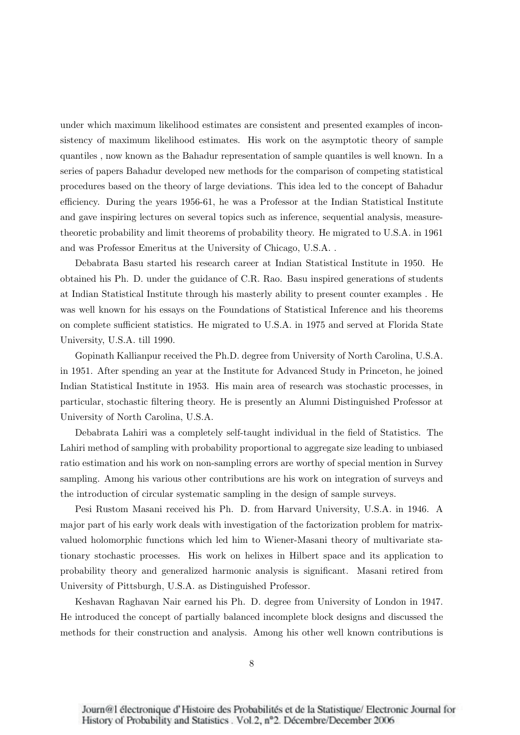under which maximum likelihood estimates are consistent and presented examples of inconsistency of maximum likelihood estimates. His work on the asymptotic theory of sample quantiles , now known as the Bahadur representation of sample quantiles is well known. In a series of papers Bahadur developed new methods for the comparison of competing statistical procedures based on the theory of large deviations. This idea led to the concept of Bahadur efficiency. During the years 1956-61, he was a Professor at the Indian Statistical Institute and gave inspiring lectures on several topics such as inference, sequential analysis, measure-theoretic probability and limit theorems of probability theory. He migrated to U.S.A. in 1961 and was Professor Emeritus at the University of Chicago, U.S.A. .

Debabrata Basu started his research career at Indian Statistical Institute in 1950. He obtained his Ph. D. under the guidance of C.R. Rao. Basu inspired generations of students at Indian Statistical Institute through his masterly ability to present counter examples . He was well known for his essays on the Foundations of Statistical Inference and his theorems on complete sufficient statistics. He migrated to U.S.A. in 1975 and served at Florida State University, U.S.A. till 1990.

Gopinath Kallianpur received the Ph.D. degree from University of North Carolina, U.S.A. in 1951. After spending an year at the Institute for Advanced Study in Princeton, he joined Indian Statistical Institute in 1953. His main area of research was stochastic processes, in particular, stochastic filtering theory. He is presently an Alumni Distinguished Professor at University of North Carolina, U.S.A.

Debabrata Lahiri was a completely self-taught individual in the field of Statistics. The Lahiri method of sampling with probability proportional to aggregate size leading to unbiased ratio estimation and his work on non-sampling errors are worthy of special mention in Survey sampling. Among his various other contributions are his work on integration of surveys and the introduction of circular systematic sampling in the design of sample surveys.

Pesi Rustom Masani received his Ph. D. from Harvard University, U.S.A. in 1946. A major part of his early work deals with investigation of the factorization problem for matrix-valued holomorphic functions which led him to Wiener-Masani theory of multivariate stationary stochastic processes. His work on helixes in Hilbert space and its application to probability theory and generalized harmonic analysis is significant. Masani retired from University of Pittsburgh, U.S.A. as Distinguished Professor.

Keshavan Raghavan Nair earned his Ph. D. degree from University of London in 1947. He introduced the concept of partially balanced incomplete block designs and discussed the methods for their construction and analysis. Among his other well known contributions is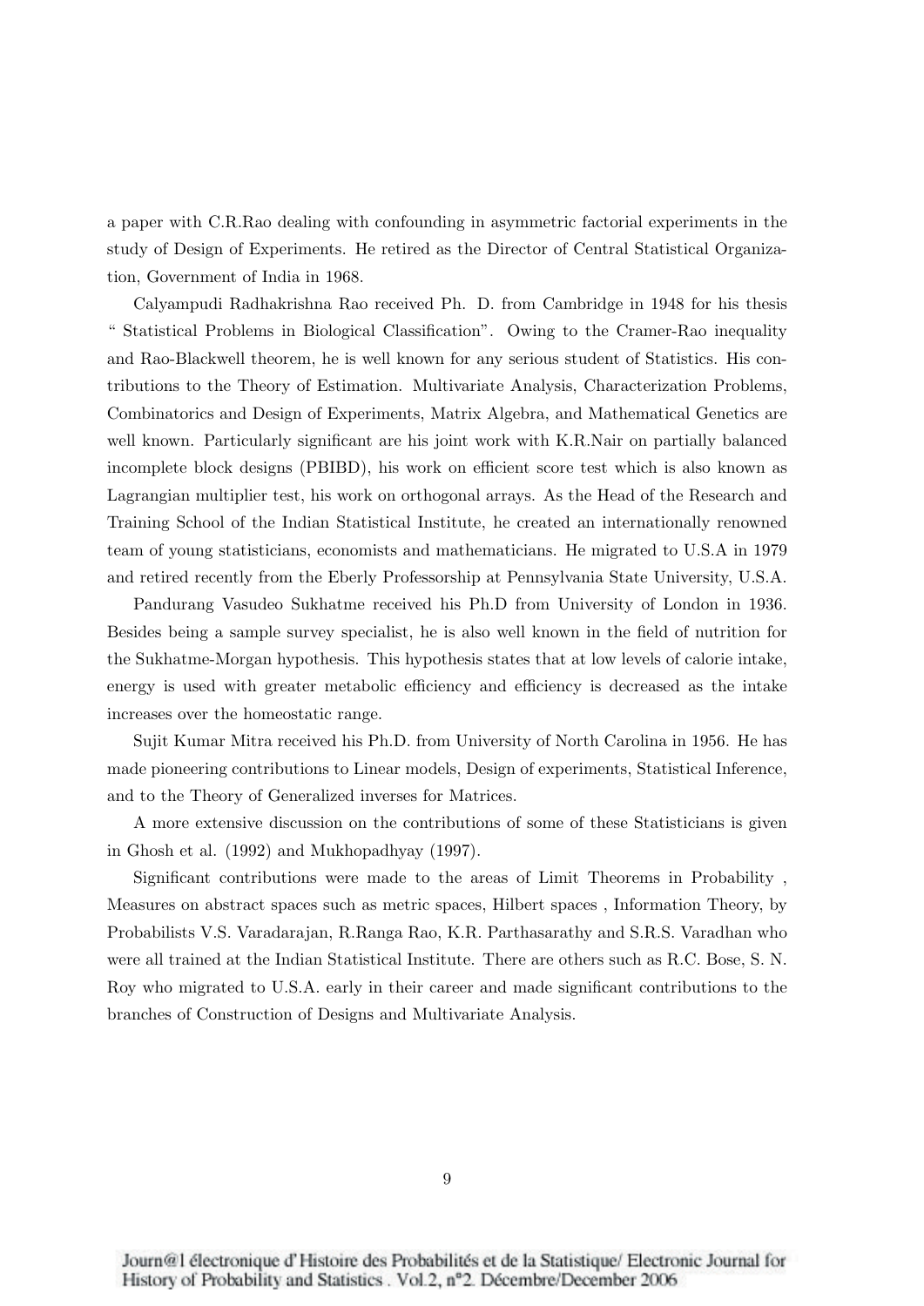a paper with C.R.Rao dealing with confounding in asymmetric factorial experiments in the study of Design of Experiments. He retired as the Director of Central Statistical Organization, Government of India in 1968.

Calyampudi Radhakrishna Rao received Ph. D. from Cambridge in 1948 for his thesis " Statistical Problems in Biological Classification". Owing to the Cramer-Rao inequality and Rao-Blackwell theorem, he is well known for any serious student of Statistics. His contributions to the Theory of Estimation. Multivariate Analysis, Characterization Problems, Combinatorics and Design of Experiments, Matrix Algebra, and Mathematical Genetics are well known. Particularly significant are his joint work with K.R.Nair on partially balanced incomplete block designs (PBIBD), his work on efficient score test which is also known as Lagrangian multiplier test, his work on orthogonal arrays. As the Head of the Research and Training School of the Indian Statistical Institute, he created an internationally renowned team of young statisticians, economists and mathematicians. He migrated to U.S.A in 1979 and retired recently from the Eberly Professorship at Pennsylvania State University, U.S.A.

Pandurang Vasudeo Sukhatme received his Ph.D from University of London in 1936. Besides being a sample survey specialist, he is also well known in the field of nutrition for the Sukhatme-Morgan hypothesis. This hypothesis states that at low levels of calorie intake, energy is used with greater metabolic efficiency and efficiency is decreased as the intake increases over the homeostatic range.

Sujit Kumar Mitra received his Ph.D. from University of North Carolina in 1956. He has made pioneering contributions to Linear models, Design of experiments, Statistical Inference, and to the Theory of Generalized inverses for Matrices.

A more extensive discussion on the contributions of some of these Statisticians is given in Ghosh et al. (1992) and Mukhopadhyay (1997).

Significant contributions were made to the areas of Limit Theorems in Probability , Measures on abstract spaces such as metric spaces, Hilbert spaces , Information Theory, by Probabilists V.S. Varadarajan, R.Ranga Rao, K.R. Parthasarathy and S.R.S. Varadhan who were all trained at the Indian Statistical Institute. There are others such as R.C. Bose, S. N. Roy who migrated to U.S.A. early in their career and made significant contributions to the branches of Construction of Designs and Multivariate Analysis.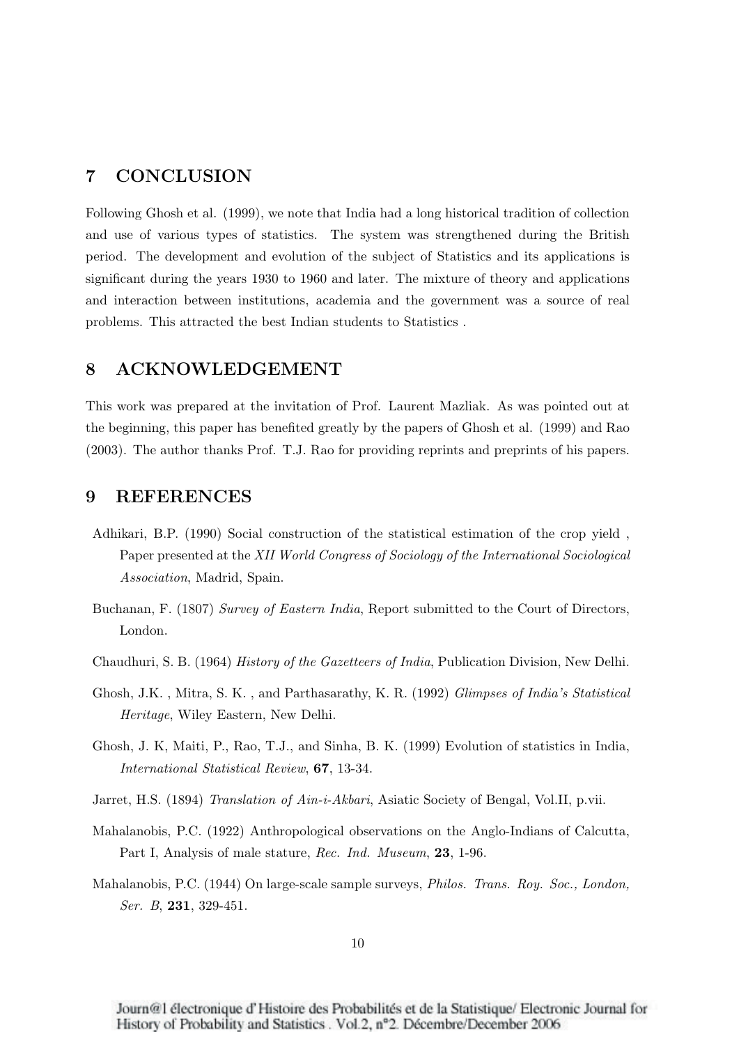## 7 CONCLUSION

Following Ghosh et al. (1999), we note that India had a long historical tradition of collection and use of various types of statistics. The system was strengthened during the British period. The development and evolution of the subject of Statistics and its applications is significant during the years 1930 to 1960 and later. The mixture of theory and applications and interaction between institutions, academia and the government was a source of real problems. This attracted the best Indian students to Statistics .

## 8 ACKNOWLEDGEMENT

This work was prepared at the invitation of Prof. Laurent Mazliak. As was pointed out at the beginning, this paper has benefited greatly by the papers of Ghosh et al. (1999) and Rao (2003). The author thanks Prof. T.J. Rao for providing reprints and preprints of his papers.

## 9 REFERENCES

Adhikari, B.P. (1990) Social construction of the statistical estimation of the crop yield , Paper presented at the *XII World Congress of Sociology of the International Sociological Association*, Madrid, Spain.

Buchanan, F. (1807) *Survey of Eastern India*, Report submitted to the Court of Directors, London.

Chaudhuri, S. B. (1964) *History of the Gazetteers of India*, Publication Division, New Delhi.

Ghosh, J.K. , Mitra, S. K. , and Parthasarathy, K. R. (1992) *Glimpses of India's Statistical Heritage*, Wiley Eastern, New Delhi.

Ghosh, J. K, Maiti, P., Rao, T.J., and Sinha, B. K. (1999) Evolution of statistics in India, *International Statistical Review*, **67**, 13-34.

Jarret, H.S. (1894) *Translation of Ain-i-Akbari*, Asiatic Society of Bengal, Vol.II, p.vii.

Mahalanobis, P.C. (1922) Anthropological observations on the Anglo-Indians of Calcutta, Part I, Analysis of male stature, *Rec. Ind. Museum*, **23**, 1-96.

Mahalanobis, P.C. (1944) On large-scale sample surveys, *Philos. Trans. Roy. Soc., London, Ser. B*, **231**, 329-451.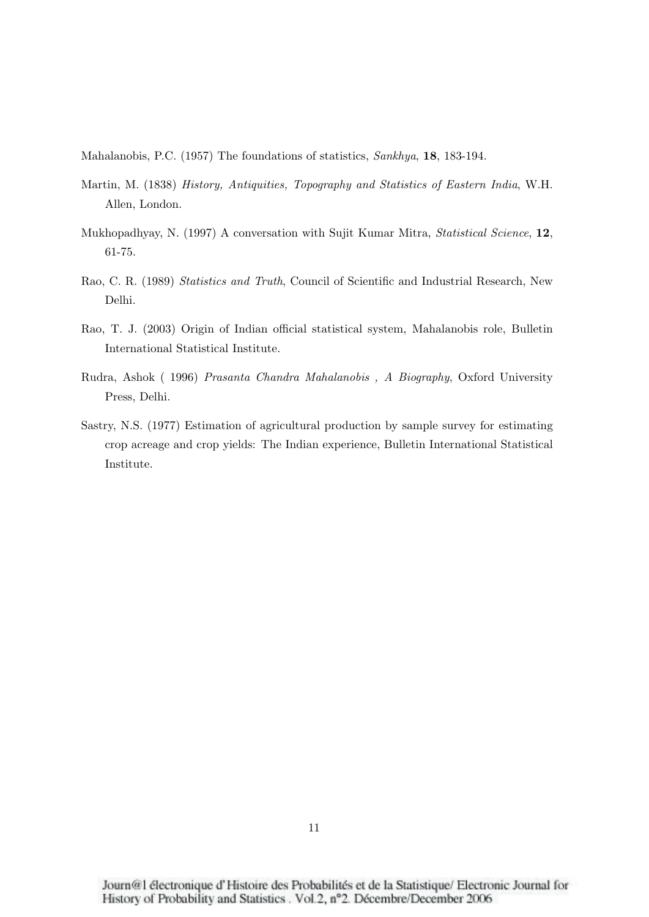Mahalanobis, P.C. (1957) The foundations of statistics, *Sankhya*, **18**, 183-194.

Martin, M. (1838) *History, Antiquities, Topography and Statistics of Eastern India*, W.H. Allen, London.

Mukhopadhyay, N. (1997) A conversation with Sujit Kumar Mitra, *Statistical Science*, **12**, 61-75.

Rao, C. R. (1989) *Statistics and Truth*, Council of Scientific and Industrial Research, New Delhi.

Rao, T. J. (2003) Origin of Indian official statistical system, Mahalanobis role, Bulletin International Statistical Institute.

Rudra, Ashok ( 1996) *Prasanta Chandra Mahalanobis , A Biography*, Oxford University Press, Delhi.

Sastry, N.S. (1977) Estimation of agricultural production by sample survey for estimating crop acreage and crop yields: The Indian experience, Bulletin International Statistical Institute.